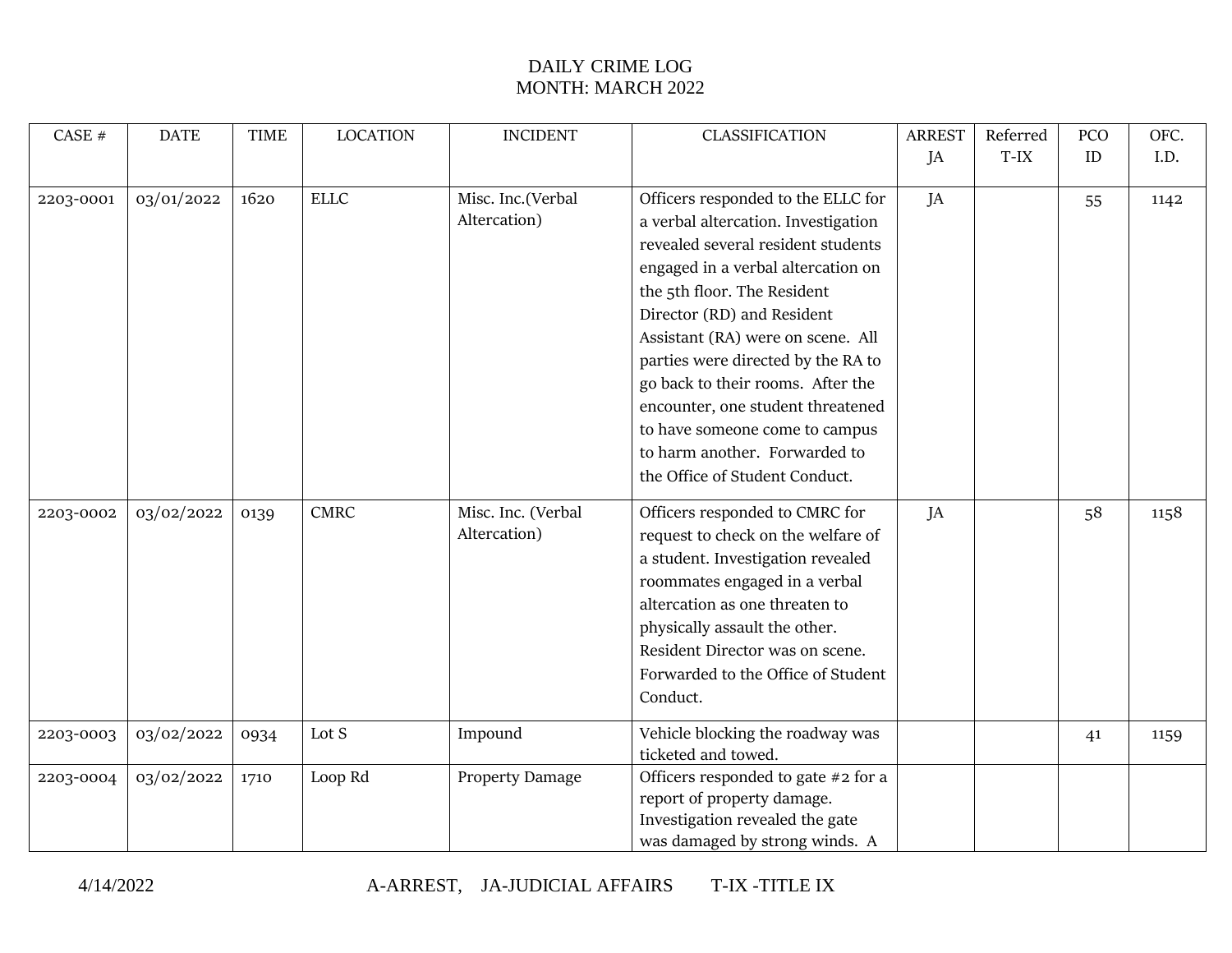DAILY CRIME LOG
MONTH: MARCH 2022

| CASE # | DATE | TIME | LOCATION | INCIDENT | CLASSIFICATION | ARREST JA | Referred T-IX | PCO ID | OFC. I.D. |
|---|---|---|---|---|---|---|---|---|---|
| 2203-0001 | 03/01/2022 | 1620 | ELLC | Misc. Inc.(Verbal Altercation) | Officers responded to the ELLC for a verbal altercation. Investigation revealed several resident students engaged in a verbal altercation on the 5th floor. The Resident Director (RD) and Resident Assistant (RA) were on scene. All parties were directed by the RA to go back to their rooms. After the encounter, one student threatened to have someone come to campus to harm another. Forwarded to the Office of Student Conduct. | JA | | 55 | 1142 |
| 2203-0002 | 03/02/2022 | 0139 | CMRC | Misc. Inc. (Verbal Altercation) | Officers responded to CMRC for request to check on the welfare of a student. Investigation revealed roommates engaged in a verbal altercation as one threaten to physically assault the other. Resident Director was on scene. Forwarded to the Office of Student Conduct. | JA | | 58 | 1158 |
| 2203-0003 | 03/02/2022 | 0934 | Lot S | Impound | Vehicle blocking the roadway was ticketed and towed. | | | 41 | 1159 |
| 2203-0004 | 03/02/2022 | 1710 | Loop Rd | Property Damage | Officers responded to gate #2 for a report of property damage. Investigation revealed the gate was damaged by strong winds. A | | | | |

4/14/2022 A-ARREST, JA-JUDICIAL AFFAIRS T-IX -TITLE IX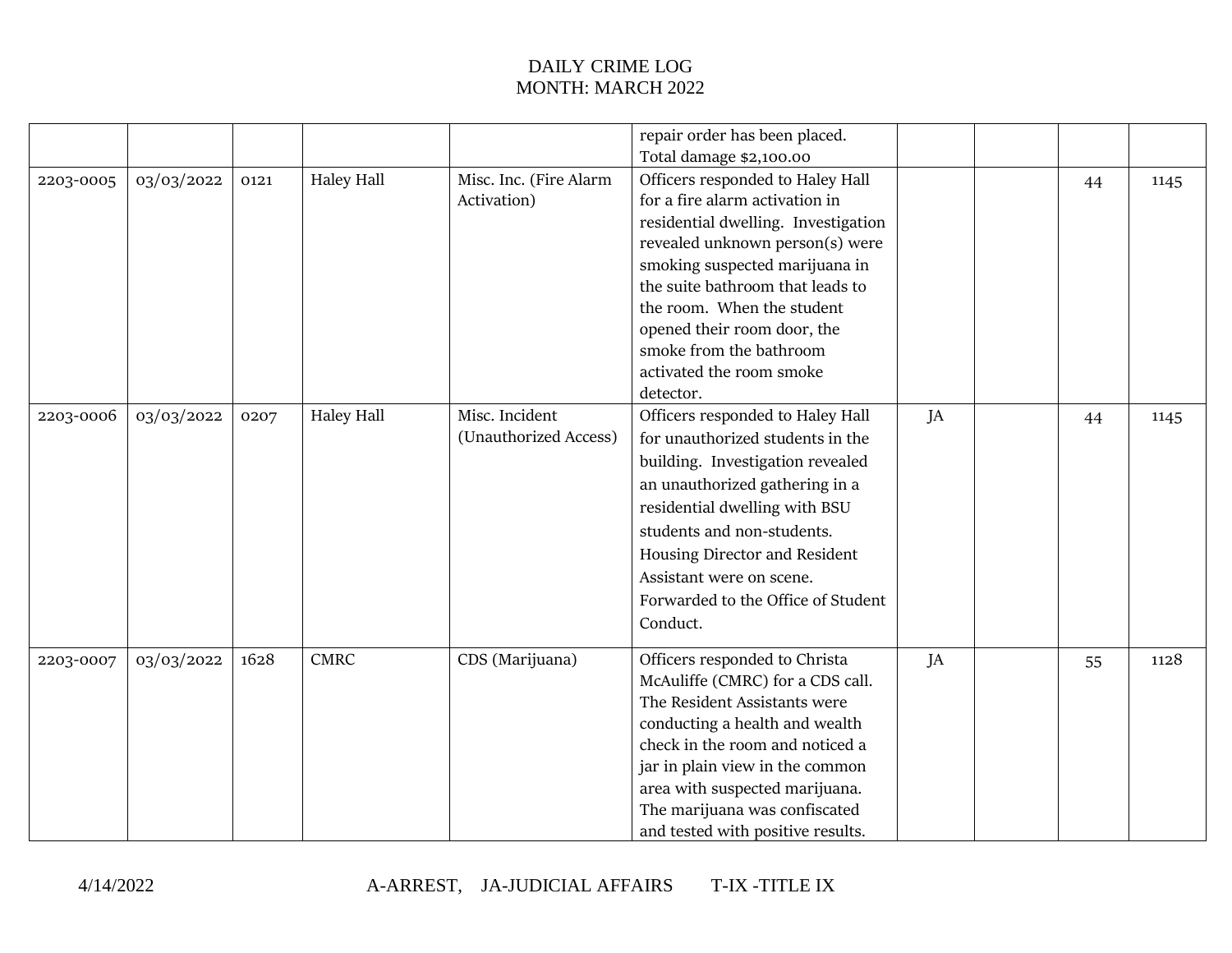DAILY CRIME LOG
MONTH: MARCH 2022

| | | | | | | | | | |
|---|---|---|---|---|---|---|---|---|---|
| | | | | | repair order has been placed. Total damage $2,100.00 | | | | |
| 2203-0005 | 03/03/2022 | 0121 | Haley Hall | Misc. Inc. (Fire Alarm Activation) | Officers responded to Haley Hall for a fire alarm activation in residential dwelling. Investigation revealed unknown person(s) were smoking suspected marijuana in the suite bathroom that leads to the room. When the student opened their room door, the smoke from the bathroom activated the room smoke detector. | | | 44 | 1145 |
| 2203-0006 | 03/03/2022 | 0207 | Haley Hall | Misc. Incident (Unauthorized Access) | Officers responded to Haley Hall for unauthorized students in the building. Investigation revealed an unauthorized gathering in a residential dwelling with BSU students and non-students. Housing Director and Resident Assistant were on scene. Forwarded to the Office of Student Conduct. | JA | | 44 | 1145 |
| 2203-0007 | 03/03/2022 | 1628 | CMRC | CDS (Marijuana) | Officers responded to Christa McAuliffe (CMRC) for a CDS call. The Resident Assistants were conducting a health and wealth check in the room and noticed a jar in plain view in the common area with suspected marijuana. The marijuana was confiscated and tested with positive results. | JA | | 55 | 1128 |

4/14/2022 A-ARREST, JA-JUDICIAL AFFAIRS T-IX -TITLE IX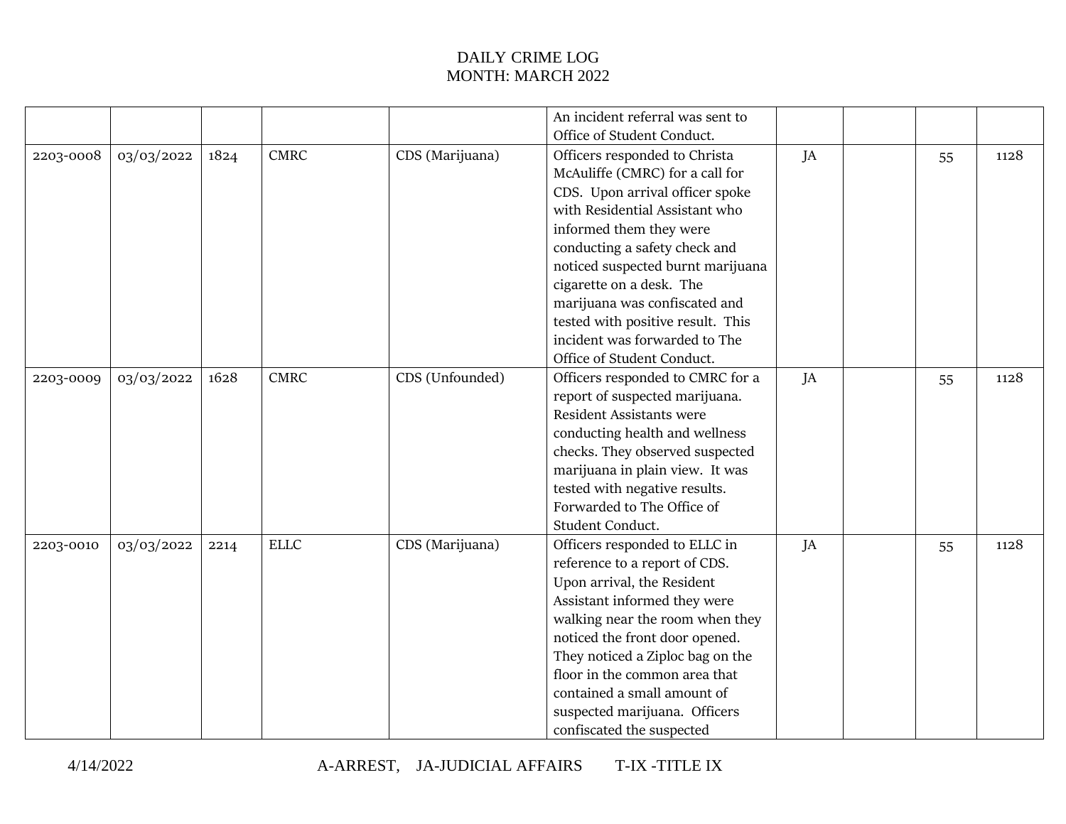DAILY CRIME LOG
MONTH: MARCH 2022

| | | | | | | | | | |
|---|---|---|---|---|---|---|---|---|---|
| | | | | | An incident referral was sent to Office of Student Conduct. | | | | |
| 2203-0008 | 03/03/2022 | 1824 | CMRC | CDS (Marijuana) | Officers responded to Christa McAuliffe (CMRC) for a call for CDS. Upon arrival officer spoke with Residential Assistant who informed them they were conducting a safety check and noticed suspected burnt marijuana cigarette on a desk. The marijuana was confiscated and tested with positive result. This incident was forwarded to The Office of Student Conduct. | JA | | 55 | 1128 |
| 2203-0009 | 03/03/2022 | 1628 | CMRC | CDS (Unfounded) | Officers responded to CMRC for a report of suspected marijuana. Resident Assistants were conducting health and wellness checks. They observed suspected marijuana in plain view. It was tested with negative results. Forwarded to The Office of Student Conduct. | JA | | 55 | 1128 |
| 2203-0010 | 03/03/2022 | 2214 | ELLC | CDS (Marijuana) | Officers responded to ELLC in reference to a report of CDS. Upon arrival, the Resident Assistant informed they were walking near the room when they noticed the front door opened. They noticed a Ziploc bag on the floor in the common area that contained a small amount of suspected marijuana. Officers confiscated the suspected | JA | | 55 | 1128 |

4/14/2022 A-ARREST, JA-JUDICIAL AFFAIRS T-IX -TITLE IX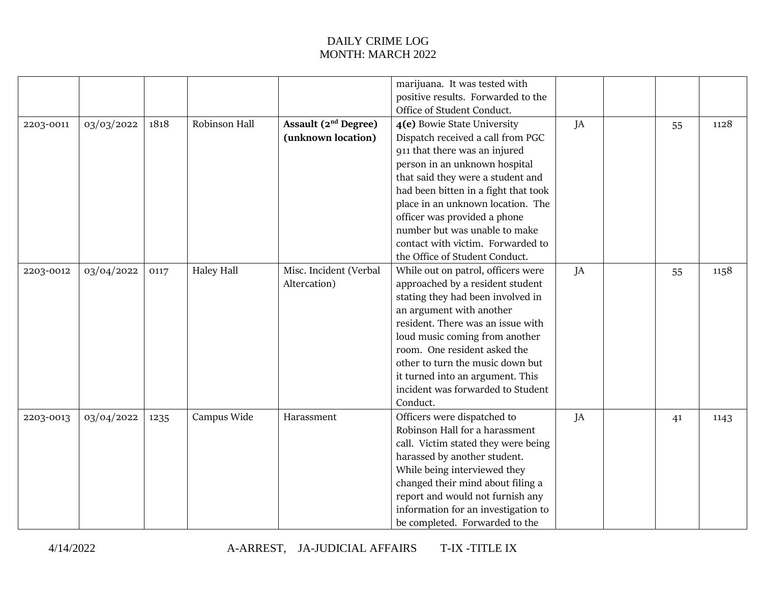# DAILY CRIME LOG
## MONTH: MARCH 2022

| | | | | | | | | | |
|---|---|---|---|---|---|---|---|---|---|
| | | | | | marijuana. It was tested with positive results. Forwarded to the Office of Student Conduct. | | | | |
| 2203-0011 | 03/03/2022 | 1818 | Robinson Hall | **Assault (2nd Degree) (unknown location)** | **4(e)** Bowie State University Dispatch received a call from PGC 911 that there was an injured person in an unknown hospital that said they were a student and had been bitten in a fight that took place in an unknown location. The officer was provided a phone number but was unable to make contact with victim. Forwarded to the Office of Student Conduct. | JA | | 55 | 1128 |
| 2203-0012 | 03/04/2022 | 0117 | Haley Hall | Misc. Incident (Verbal Altercation) | While out on patrol, officers were approached by a resident student stating they had been involved in an argument with another resident. There was an issue with loud music coming from another room. One resident asked the other to turn the music down but it turned into an argument. This incident was forwarded to Student Conduct. | JA | | 55 | 1158 |
| 2203-0013 | 03/04/2022 | 1235 | Campus Wide | Harassment | Officers were dispatched to Robinson Hall for a harassment call. Victim stated they were being harassed by another student. While being interviewed they changed their mind about filing a report and would not furnish any information for an investigation to be completed. Forwarded to the | JA | | 41 | 1143 |

4/14/2022 A-ARREST, JA-JUDICIAL AFFAIRS T-IX -TITLE IX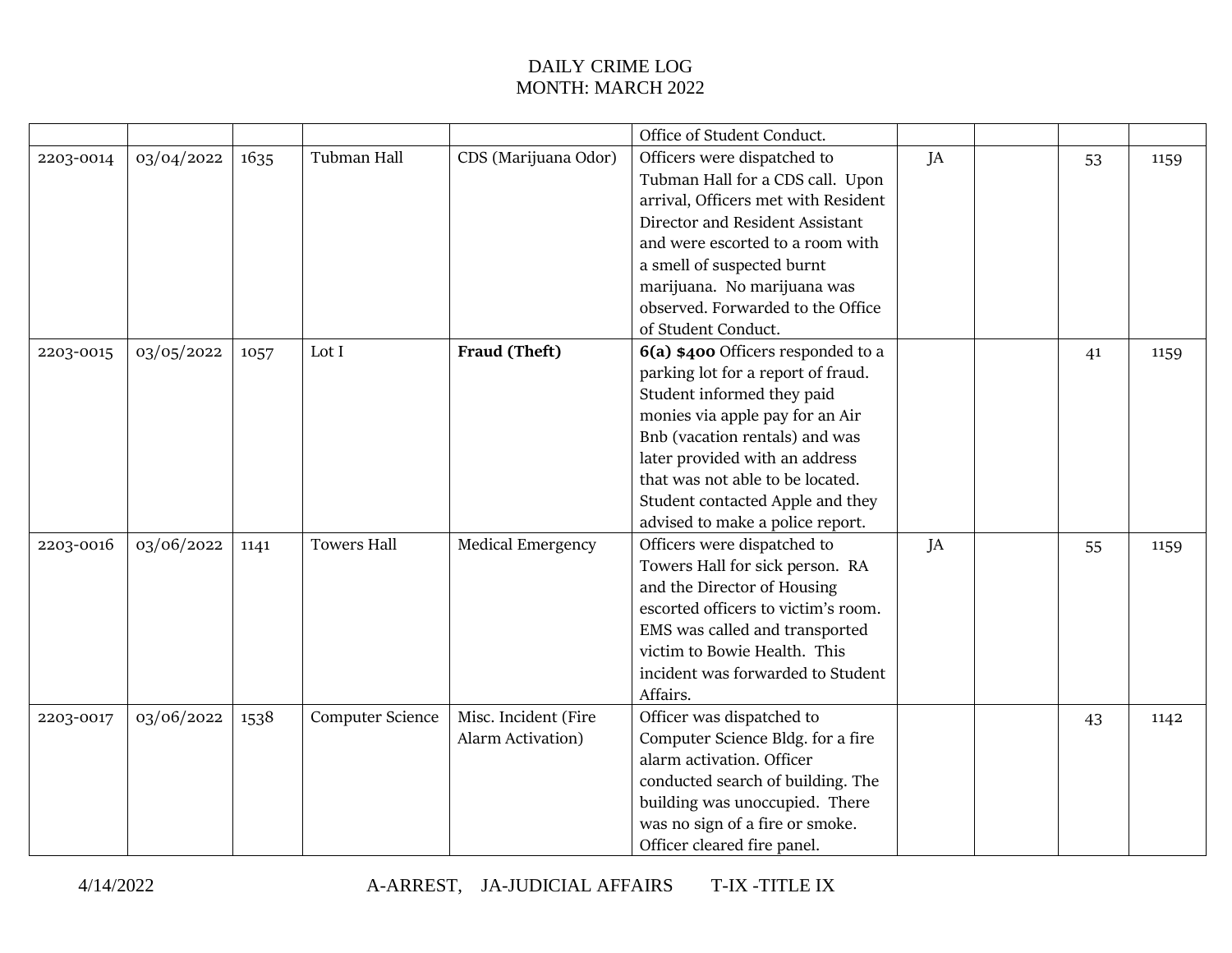# DAILY CRIME LOG
## MONTH: MARCH 2022

| | | | | | | | | | |
|---|---|---|---|---|---|---|---|---|---|
| | | | | | Office of Student Conduct. | | | | |
| 2203-0014 | 03/04/2022 | 1635 | Tubman Hall | CDS (Marijuana Odor) | Officers were dispatched to Tubman Hall for a CDS call. Upon arrival, Officers met with Resident Director and Resident Assistant and were escorted to a room with a smell of suspected burnt marijuana. No marijuana was observed. Forwarded to the Office of Student Conduct. | JA | | 53 | 1159 |
| 2203-0015 | 03/05/2022 | 1057 | Lot I | **Fraud (Theft)** | **6(a) $400** Officers responded to a parking lot for a report of fraud. Student informed they paid monies via apple pay for an Air Bnb (vacation rentals) and was later provided with an address that was not able to be located. Student contacted Apple and they advised to make a police report. | | | 41 | 1159 |
| 2203-0016 | 03/06/2022 | 1141 | Towers Hall | Medical Emergency | Officers were dispatched to Towers Hall for sick person. RA and the Director of Housing escorted officers to victim's room. EMS was called and transported victim to Bowie Health. This incident was forwarded to Student Affairs. | JA | | 55 | 1159 |
| 2203-0017 | 03/06/2022 | 1538 | Computer Science | Misc. Incident (Fire Alarm Activation) | Officer was dispatched to Computer Science Bldg. for a fire alarm activation. Officer conducted search of building. The building was unoccupied. There was no sign of a fire or smoke. Officer cleared fire panel. | | | 43 | 1142 |

4/14/2022 A-ARREST, JA-JUDICIAL AFFAIRS T-IX -TITLE IX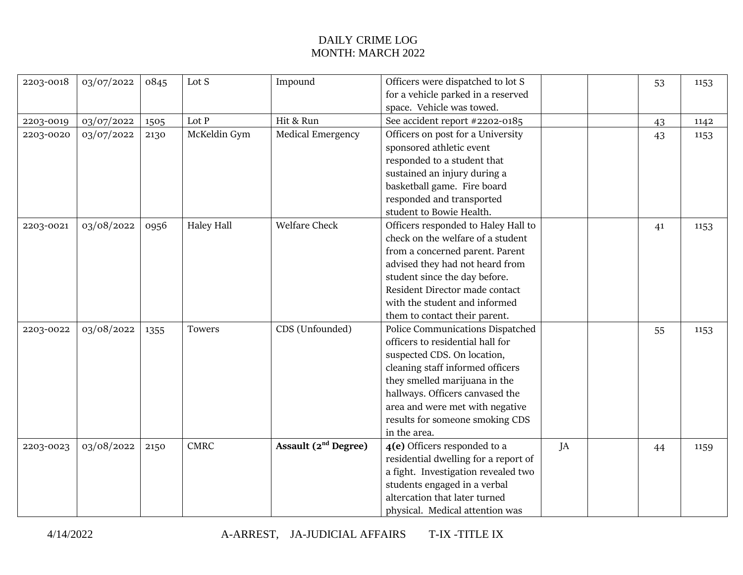DAILY CRIME LOG
MONTH: MARCH 2022

| | | | | | | | | | |
|---|---|---|---|---|---|---|---|---|---|
| 2203-0018 | 03/07/2022 | 0845 | Lot S | Impound | Officers were dispatched to lot S for a vehicle parked in a reserved space. Vehicle was towed. | | | 53 | 1153 |
| 2203-0019 | 03/07/2022 | 1505 | Lot P | Hit & Run | See accident report #2202-0185 | | | 43 | 1142 |
| 2203-0020 | 03/07/2022 | 2130 | McKeldin Gym | Medical Emergency | Officers on post for a University sponsored athletic event responded to a student that sustained an injury during a basketball game. Fire board responded and transported student to Bowie Health. | | | 43 | 1153 |
| 2203-0021 | 03/08/2022 | 0956 | Haley Hall | Welfare Check | Officers responded to Haley Hall to check on the welfare of a student from a concerned parent. Parent advised they had not heard from student since the day before. Resident Director made contact with the student and informed them to contact their parent. | | | 41 | 1153 |
| 2203-0022 | 03/08/2022 | 1355 | Towers | CDS (Unfounded) | Police Communications Dispatched officers to residential hall for suspected CDS. On location, cleaning staff informed officers they smelled marijuana in the hallways. Officers canvased the area and were met with negative results for someone smoking CDS in the area. | | | 55 | 1153 |
| 2203-0023 | 03/08/2022 | 2150 | CMRC | **Assault (2nd Degree)** | **4(e)** Officers responded to a residential dwelling for a report of a fight. Investigation revealed two students engaged in a verbal altercation that later turned physical. Medical attention was | JA | | 44 | 1159 |

4/14/2022 A-ARREST, JA-JUDICIAL AFFAIRS T-IX -TITLE IX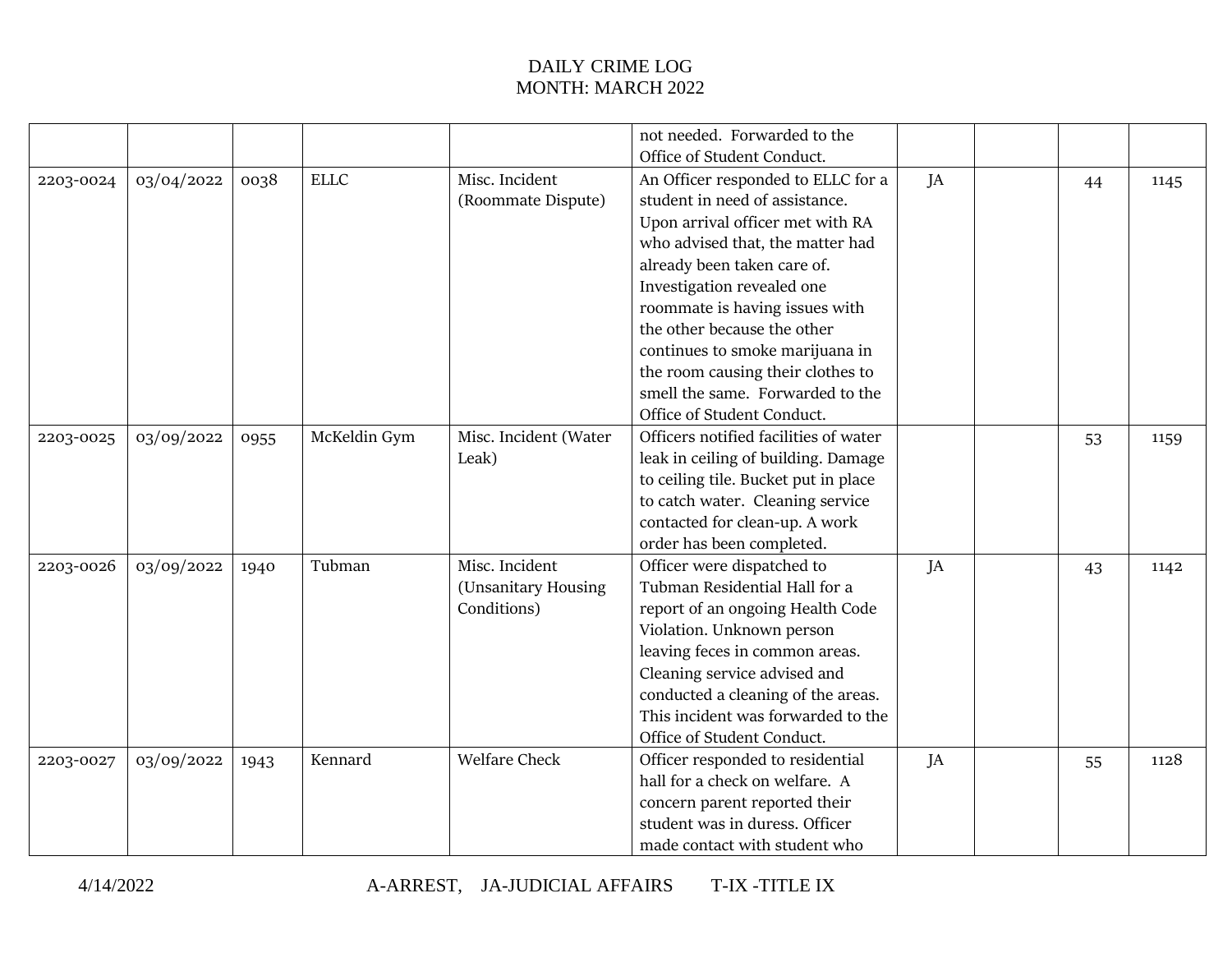# DAILY CRIME LOG
## MONTH: MARCH 2022

| | | | | | | | | | |
|---|---|---|---|---|---|---|---|---|---|
| | | | | | not needed. Forwarded to the Office of Student Conduct. | | | | |
| 2203-0024 | 03/04/2022 | 0038 | ELLC | Misc. Incident (Roommate Dispute) | An Officer responded to ELLC for a student in need of assistance. Upon arrival officer met with RA who advised that, the matter had already been taken care of. Investigation revealed one roommate is having issues with the other because the other continues to smoke marijuana in the room causing their clothes to smell the same. Forwarded to the Office of Student Conduct. | JA | | 44 | 1145 |
| 2203-0025 | 03/09/2022 | 0955 | McKeldin Gym | Misc. Incident (Water Leak) | Officers notified facilities of water leak in ceiling of building. Damage to ceiling tile. Bucket put in place to catch water. Cleaning service contacted for clean-up. A work order has been completed. | | | 53 | 1159 |
| 2203-0026 | 03/09/2022 | 1940 | Tubman | Misc. Incident (Unsanitary Housing Conditions) | Officer were dispatched to Tubman Residential Hall for a report of an ongoing Health Code Violation. Unknown person leaving feces in common areas. Cleaning service advised and conducted a cleaning of the areas. This incident was forwarded to the Office of Student Conduct. | JA | | 43 | 1142 |
| 2203-0027 | 03/09/2022 | 1943 | Kennard | Welfare Check | Officer responded to residential hall for a check on welfare. A concern parent reported their student was in duress. Officer made contact with student who | JA | | 55 | 1128 |

4/14/2022 A-ARREST, JA-JUDICIAL AFFAIRS T-IX -TITLE IX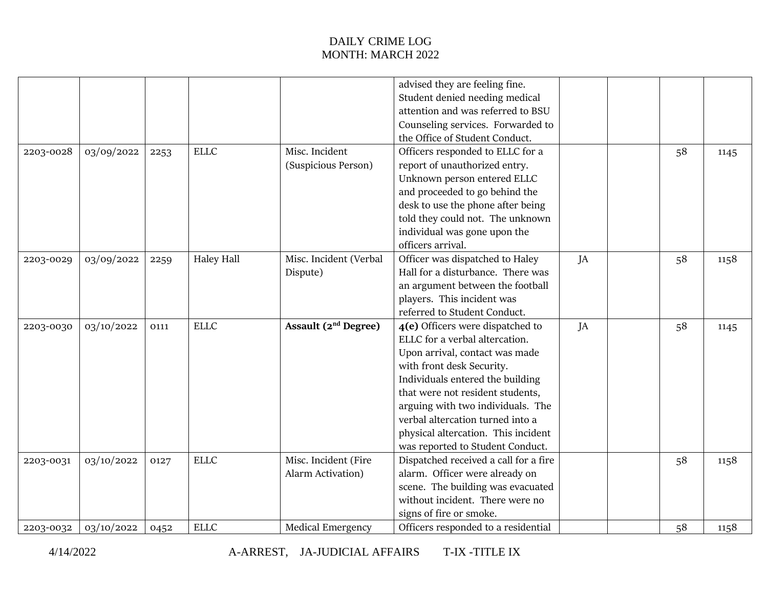DAILY CRIME LOG
MONTH: MARCH 2022

| | | | | | | | | | |
|---|---|---|---|---|---|---|---|---|---|
| | | | | | advised they are feeling fine. Student denied needing medical attention and was referred to BSU Counseling services. Forwarded to the Office of Student Conduct. | | | | |
| 2203-0028 | 03/09/2022 | 2253 | ELLC | Misc. Incident (Suspicious Person) | Officers responded to ELLC for a report of unauthorized entry. Unknown person entered ELLC and proceeded to go behind the desk to use the phone after being told they could not. The unknown individual was gone upon the officers arrival. | | | 58 | 1145 |
| 2203-0029 | 03/09/2022 | 2259 | Haley Hall | Misc. Incident (Verbal Dispute) | Officer was dispatched to Haley Hall for a disturbance. There was an argument between the football players. This incident was referred to Student Conduct. | JA | | 58 | 1158 |
| 2203-0030 | 03/10/2022 | 0111 | ELLC | **Assault (2nd Degree)** | **4(e)** Officers were dispatched to ELLC for a verbal altercation. Upon arrival, contact was made with front desk Security. Individuals entered the building that were not resident students, arguing with two individuals. The verbal altercation turned into a physical altercation. This incident was reported to Student Conduct. | JA | | 58 | 1145 |
| 2203-0031 | 03/10/2022 | 0127 | ELLC | Misc. Incident (Fire Alarm Activation) | Dispatched received a call for a fire alarm. Officer were already on scene. The building was evacuated without incident. There were no signs of fire or smoke. | | | 58 | 1158 |
| 2203-0032 | 03/10/2022 | 0452 | ELLC | Medical Emergency | Officers responded to a residential | | | 58 | 1158 |

4/14/2022 A-ARREST, JA-JUDICIAL AFFAIRS T-IX -TITLE IX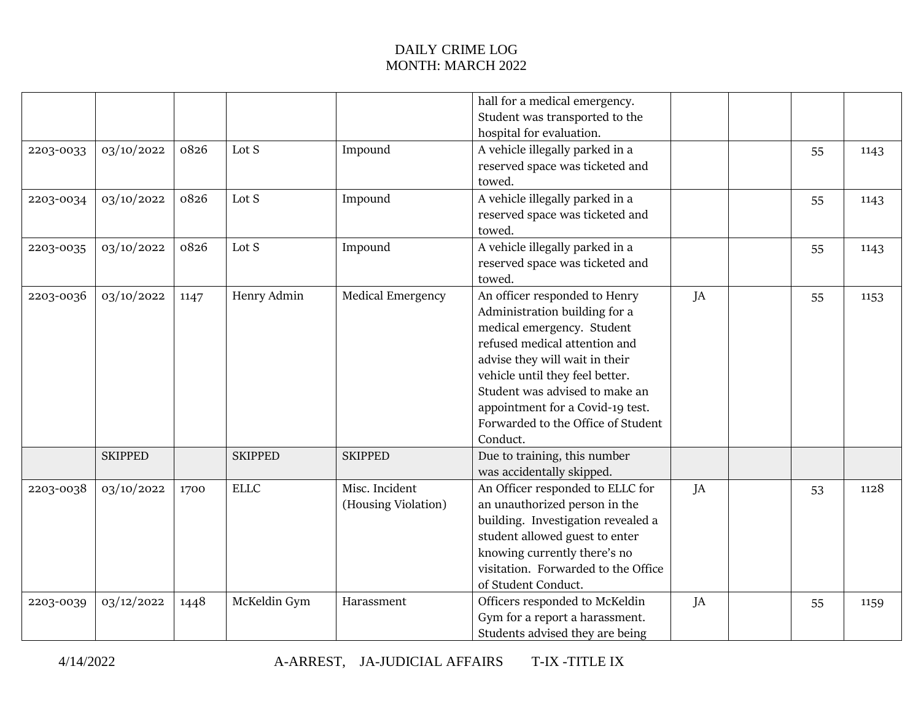DAILY CRIME LOG
MONTH: MARCH 2022

| | | | | | | | | | |
|---|---|---|---|---|---|---|---|---|---|
| | | | | | hall for a medical emergency. Student was transported to the hospital for evaluation. | | | | |
| 2203-0033 | 03/10/2022 | 0826 | Lot S | Impound | A vehicle illegally parked in a reserved space was ticketed and towed. | | | 55 | 1143 |
| 2203-0034 | 03/10/2022 | 0826 | Lot S | Impound | A vehicle illegally parked in a reserved space was ticketed and towed. | | | 55 | 1143 |
| 2203-0035 | 03/10/2022 | 0826 | Lot S | Impound | A vehicle illegally parked in a reserved space was ticketed and towed. | | | 55 | 1143 |
| 2203-0036 | 03/10/2022 | 1147 | Henry Admin | Medical Emergency | An officer responded to Henry Administration building for a medical emergency. Student refused medical attention and advise they will wait in their vehicle until they feel better. Student was advised to make an appointment for a Covid-19 test. Forwarded to the Office of Student Conduct. | JA | | 55 | 1153 |
| | SKIPPED | | SKIPPED | SKIPPED | Due to training, this number was accidentally skipped. | | | | |
| 2203-0038 | 03/10/2022 | 1700 | ELLC | Misc. Incident (Housing Violation) | An Officer responded to ELLC for an unauthorized person in the building. Investigation revealed a student allowed guest to enter knowing currently there's no visitation. Forwarded to the Office of Student Conduct. | JA | | 53 | 1128 |
| 2203-0039 | 03/12/2022 | 1448 | McKeldin Gym | Harassment | Officers responded to McKeldin Gym for a report a harassment. Students advised they are being | JA | | 55 | 1159 |

4/14/2022 A-ARREST, JA-JUDICIAL AFFAIRS T-IX -TITLE IX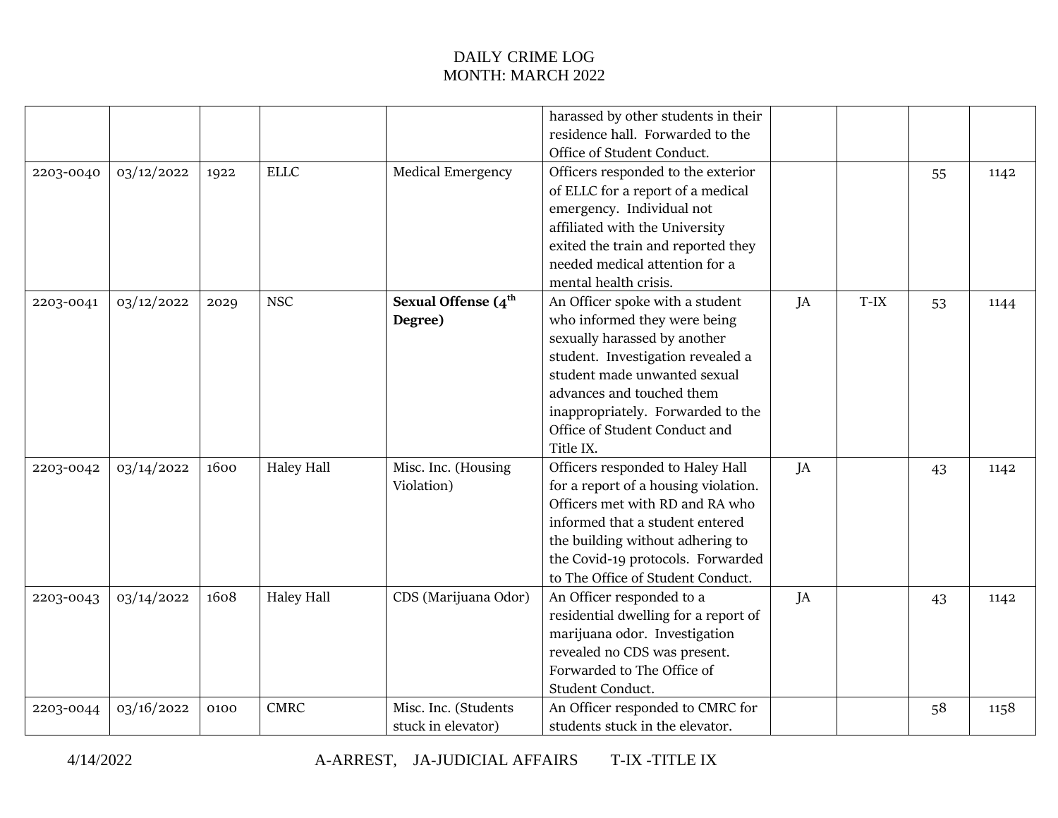# DAILY CRIME LOG
## MONTH: MARCH 2022

| | | | | | | | | | |
|---|---|---|---|---|---|---|---|---|---|
| | | | | | harassed by other students in their residence hall. Forwarded to the Office of Student Conduct. | | | | |
| 2203-0040 | 03/12/2022 | 1922 | ELLC | Medical Emergency | Officers responded to the exterior of ELLC for a report of a medical emergency. Individual not affiliated with the University exited the train and reported they needed medical attention for a mental health crisis. | | | 55 | 1142 |
| 2203-0041 | 03/12/2022 | 2029 | NSC | **Sexual Offense (4th Degree)** | An Officer spoke with a student who informed they were being sexually harassed by another student. Investigation revealed a student made unwanted sexual advances and touched them inappropriately. Forwarded to the Office of Student Conduct and Title IX. | JA | T-IX | 53 | 1144 |
| 2203-0042 | 03/14/2022 | 1600 | Haley Hall | Misc. Inc. (Housing Violation) | Officers responded to Haley Hall for a report of a housing violation. Officers met with RD and RA who informed that a student entered the building without adhering to the Covid-19 protocols. Forwarded to The Office of Student Conduct. | JA | | 43 | 1142 |
| 2203-0043 | 03/14/2022 | 1608 | Haley Hall | CDS (Marijuana Odor) | An Officer responded to a residential dwelling for a report of marijuana odor. Investigation revealed no CDS was present. Forwarded to The Office of Student Conduct. | JA | | 43 | 1142 |
| 2203-0044 | 03/16/2022 | 0100 | CMRC | Misc. Inc. (Students stuck in elevator) | An Officer responded to CMRC for students stuck in the elevator. | | | 58 | 1158 |

4/14/2022 A-ARREST, JA-JUDICIAL AFFAIRS T-IX -TITLE IX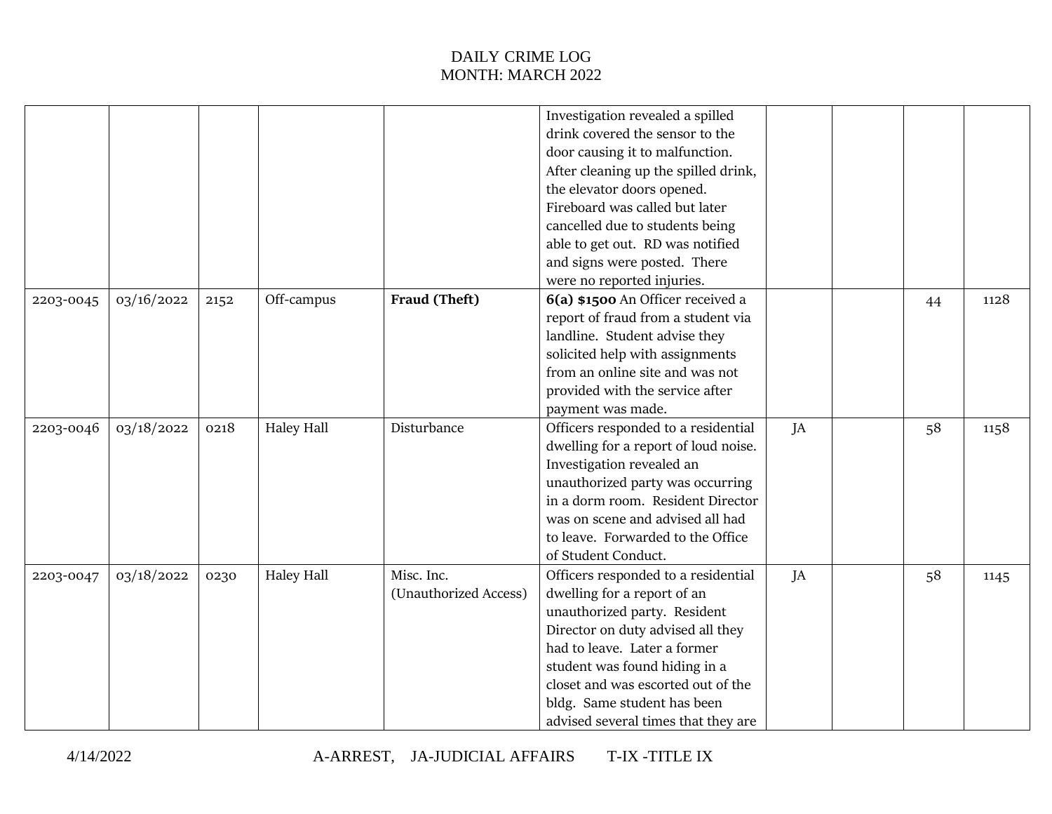DAILY CRIME LOG
MONTH: MARCH 2022

| | | | | | | | | | |
|---|---|---|---|---|---|---|---|---|---|
| | | | | | Investigation revealed a spilled drink covered the sensor to the door causing it to malfunction. After cleaning up the spilled drink, the elevator doors opened. Fireboard was called but later cancelled due to students being able to get out. RD was notified and signs were posted. There were no reported injuries. | | | | |
| 2203-0045 | 03/16/2022 | 2152 | Off-campus | **Fraud (Theft)** | **6(a) $1500** An Officer received a report of fraud from a student via landline. Student advise they solicited help with assignments from an online site and was not provided with the service after payment was made. | | | 44 | 1128 |
| 2203-0046 | 03/18/2022 | 0218 | Haley Hall | Disturbance | Officers responded to a residential dwelling for a report of loud noise. Investigation revealed an unauthorized party was occurring in a dorm room. Resident Director was on scene and advised all had to leave. Forwarded to the Office of Student Conduct. | JA | | 58 | 1158 |
| 2203-0047 | 03/18/2022 | 0230 | Haley Hall | Misc. Inc. (Unauthorized Access) | Officers responded to a residential dwelling for a report of an unauthorized party. Resident Director on duty advised all they had to leave. Later a former student was found hiding in a closet and was escorted out of the bldg. Same student has been advised several times that they are | JA | | 58 | 1145 |

4/14/2022 A-ARREST, JA-JUDICIAL AFFAIRS T-IX -TITLE IX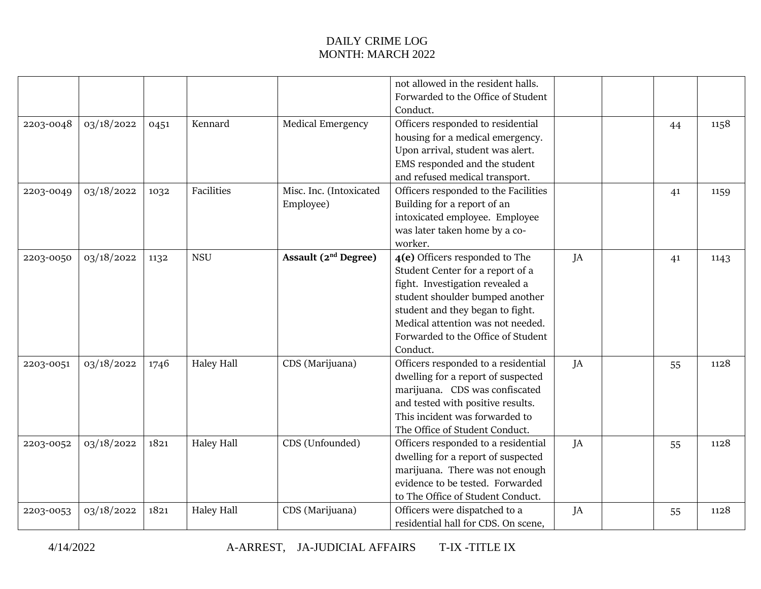DAILY CRIME LOG
MONTH: MARCH 2022

| | | | | | | | | | |
|---|---|---|---|---|---|---|---|---|---|
| | | | | | not allowed in the resident halls. Forwarded to the Office of Student Conduct. | | | | |
| 2203-0048 | 03/18/2022 | 0451 | Kennard | Medical Emergency | Officers responded to residential housing for a medical emergency. Upon arrival, student was alert. EMS responded and the student and refused medical transport. | | | 44 | 1158 |
| 2203-0049 | 03/18/2022 | 1032 | Facilities | Misc. Inc. (Intoxicated Employee) | Officers responded to the Facilities Building for a report of an intoxicated employee. Employee was later taken home by a co-worker. | | | 41 | 1159 |
| 2203-0050 | 03/18/2022 | 1132 | NSU | **Assault (2nd Degree)** | **4(e)** Officers responded to The Student Center for a report of a fight. Investigation revealed a student shoulder bumped another student and they began to fight. Medical attention was not needed. Forwarded to the Office of Student Conduct. | JA | | 41 | 1143 |
| 2203-0051 | 03/18/2022 | 1746 | Haley Hall | CDS (Marijuana) | Officers responded to a residential dwelling for a report of suspected marijuana. CDS was confiscated and tested with positive results. This incident was forwarded to The Office of Student Conduct. | JA | | 55 | 1128 |
| 2203-0052 | 03/18/2022 | 1821 | Haley Hall | CDS (Unfounded) | Officers responded to a residential dwelling for a report of suspected marijuana. There was not enough evidence to be tested. Forwarded to The Office of Student Conduct. | JA | | 55 | 1128 |
| 2203-0053 | 03/18/2022 | 1821 | Haley Hall | CDS (Marijuana) | Officers were dispatched to a residential hall for CDS. On scene, | JA | | 55 | 1128 |

4/14/2022 A-ARREST, JA-JUDICIAL AFFAIRS T-IX -TITLE IX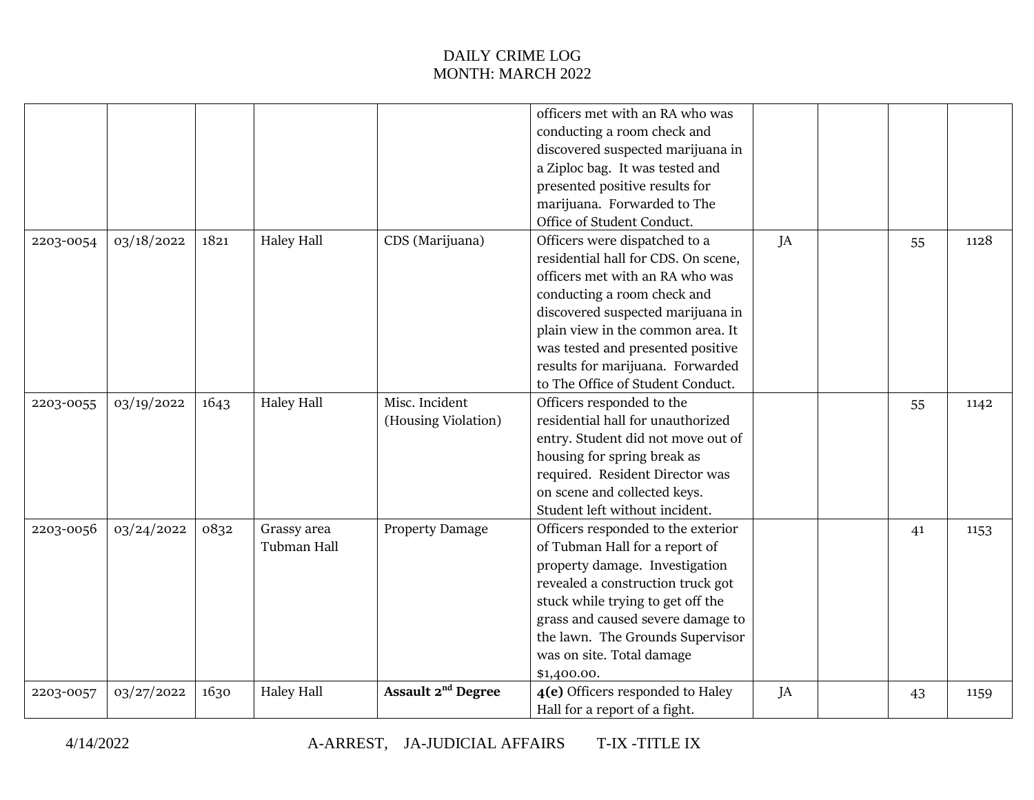DAILY CRIME LOG
MONTH: MARCH 2022

| | | | | | | | | | |
|---|---|---|---|---|---|---|---|---|---|
| | | | | | officers met with an RA who was conducting a room check and discovered suspected marijuana in a Ziploc bag. It was tested and presented positive results for marijuana. Forwarded to The Office of Student Conduct. | | | | |
| 2203-0054 | 03/18/2022 | 1821 | Haley Hall | CDS (Marijuana) | Officers were dispatched to a residential hall for CDS. On scene, officers met with an RA who was conducting a room check and discovered suspected marijuana in plain view in the common area. It was tested and presented positive results for marijuana. Forwarded to The Office of Student Conduct. | JA | | 55 | 1128 |
| 2203-0055 | 03/19/2022 | 1643 | Haley Hall | Misc. Incident (Housing Violation) | Officers responded to the residential hall for unauthorized entry. Student did not move out of housing for spring break as required. Resident Director was on scene and collected keys. Student left without incident. | | | 55 | 1142 |
| 2203-0056 | 03/24/2022 | 0832 | Grassy area Tubman Hall | Property Damage | Officers responded to the exterior of Tubman Hall for a report of property damage. Investigation revealed a construction truck got stuck while trying to get off the grass and caused severe damage to the lawn. The Grounds Supervisor was on site. Total damage $1,400.00. | | | 41 | 1153 |
| 2203-0057 | 03/27/2022 | 1630 | Haley Hall | **Assault 2nd Degree** | **4(e)** Officers responded to Haley Hall for a report of a fight. | JA | | 43 | 1159 |

4/14/2022 A-ARREST, JA-JUDICIAL AFFAIRS T-IX -TITLE IX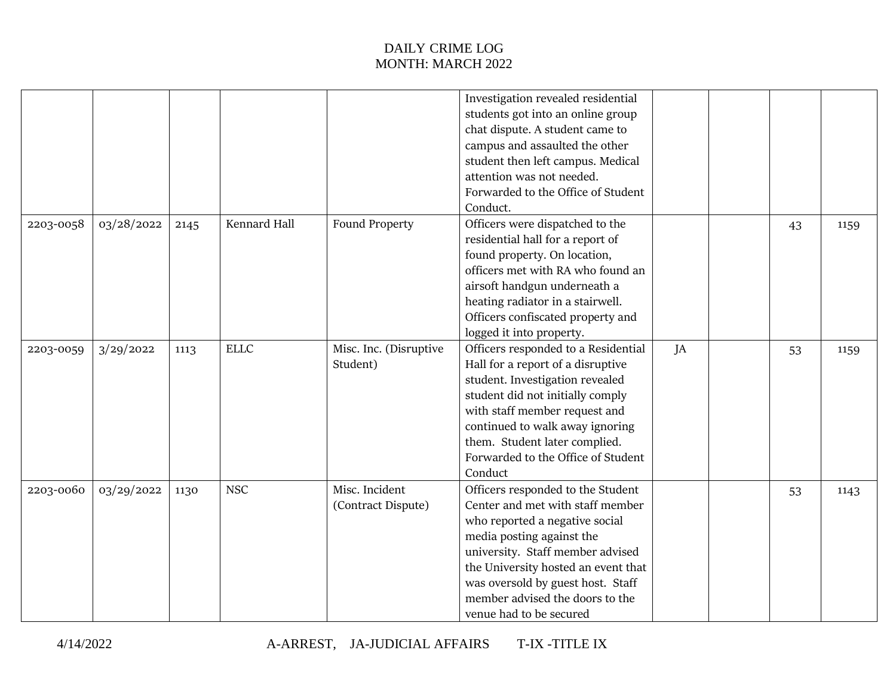DAILY CRIME LOG
MONTH: MARCH 2022

| | | | | | | | | | |
|---|---|---|---|---|---|---|---|---|---|
| | | | | | Investigation revealed residential students got into an online group chat dispute. A student came to campus and assaulted the other student then left campus. Medical attention was not needed. Forwarded to the Office of Student Conduct. | | | | |
| 2203-0058 | 03/28/2022 | 2145 | Kennard Hall | Found Property | Officers were dispatched to the residential hall for a report of found property. On location, officers met with RA who found an airsoft handgun underneath a heating radiator in a stairwell. Officers confiscated property and logged it into property. | | | 43 | 1159 |
| 2203-0059 | 3/29/2022 | 1113 | ELLC | Misc. Inc. (Disruptive Student) | Officers responded to a Residential Hall for a report of a disruptive student. Investigation revealed student did not initially comply with staff member request and continued to walk away ignoring them. Student later complied. Forwarded to the Office of Student Conduct | JA | | 53 | 1159 |
| 2203-0060 | 03/29/2022 | 1130 | NSC | Misc. Incident (Contract Dispute) | Officers responded to the Student Center and met with staff member who reported a negative social media posting against the university. Staff member advised the University hosted an event that was oversold by guest host. Staff member advised the doors to the venue had to be secured | | | 53 | 1143 |

4/14/2022 A-ARREST, JA-JUDICIAL AFFAIRS T-IX -TITLE IX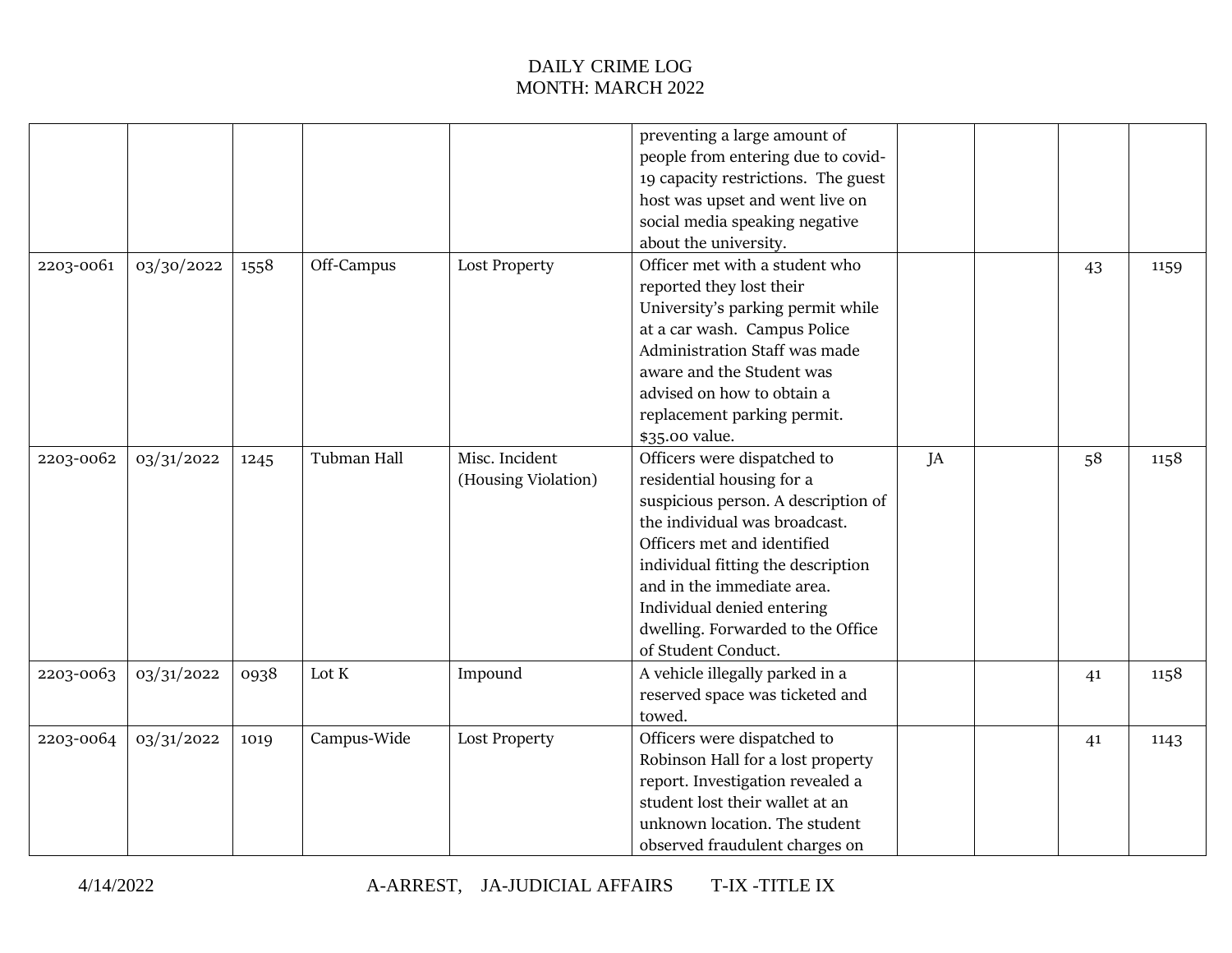DAILY CRIME LOG
MONTH: MARCH 2022

| | | | | | | | | | |
|---|---|---|---|---|---|---|---|---|---|
| | | | | | preventing a large amount of people from entering due to covid-19 capacity restrictions. The guest host was upset and went live on social media speaking negative about the university. | | | | |
| 2203-0061 | 03/30/2022 | 1558 | Off-Campus | Lost Property | Officer met with a student who reported they lost their University's parking permit while at a car wash. Campus Police Administration Staff was made aware and the Student was advised on how to obtain a replacement parking permit. $35.00 value. | | | 43 | 1159 |
| 2203-0062 | 03/31/2022 | 1245 | Tubman Hall | Misc. Incident (Housing Violation) | Officers were dispatched to residential housing for a suspicious person. A description of the individual was broadcast. Officers met and identified individual fitting the description and in the immediate area. Individual denied entering dwelling. Forwarded to the Office of Student Conduct. | JA | | 58 | 1158 |
| 2203-0063 | 03/31/2022 | 0938 | Lot K | Impound | A vehicle illegally parked in a reserved space was ticketed and towed. | | | 41 | 1158 |
| 2203-0064 | 03/31/2022 | 1019 | Campus-Wide | Lost Property | Officers were dispatched to Robinson Hall for a lost property report. Investigation revealed a student lost their wallet at an unknown location. The student observed fraudulent charges on | | | 41 | 1143 |

4/14/2022 A-ARREST, JA-JUDICIAL AFFAIRS T-IX -TITLE IX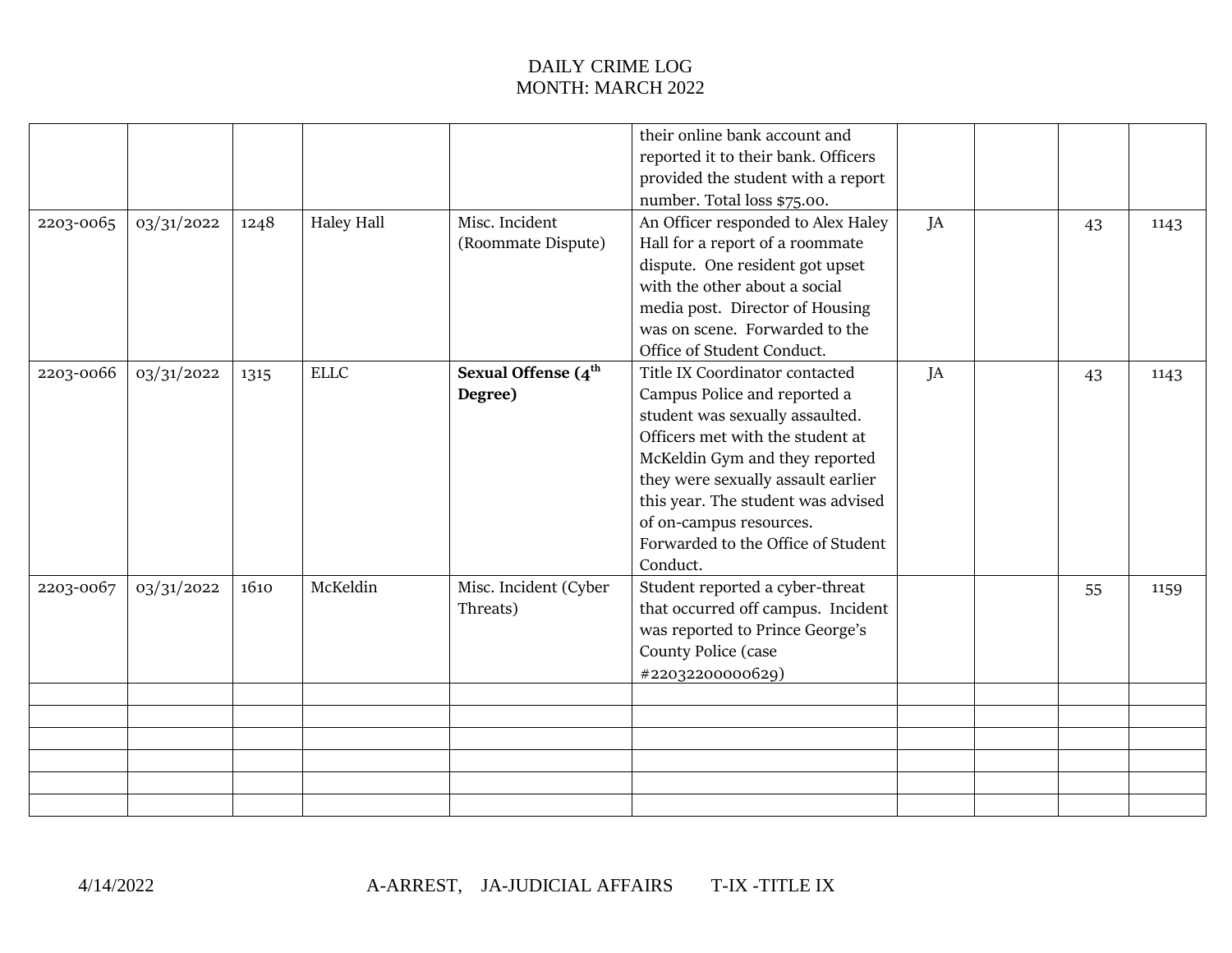DAILY CRIME LOG
MONTH: MARCH 2022

| | | | | | | | | | |
|---|---|---|---|---|---|---|---|---|---|
| | | | | | their online bank account and reported it to their bank. Officers provided the student with a report number. Total loss $75.00. | | | | |
| 2203-0065 | 03/31/2022 | 1248 | Haley Hall | Misc. Incident (Roommate Dispute) | An Officer responded to Alex Haley Hall for a report of a roommate dispute. One resident got upset with the other about a social media post. Director of Housing was on scene. Forwarded to the Office of Student Conduct. | JA | | 43 | 1143 |
| 2203-0066 | 03/31/2022 | 1315 | ELLC | **Sexual Offense (4th Degree)** | Title IX Coordinator contacted Campus Police and reported a student was sexually assaulted. Officers met with the student at McKeldin Gym and they reported they were sexually assault earlier this year. The student was advised of on-campus resources. Forwarded to the Office of Student Conduct. | JA | | 43 | 1143 |
| 2203-0067 | 03/31/2022 | 1610 | McKeldin | Misc. Incident (Cyber Threats) | Student reported a cyber-threat that occurred off campus. Incident was reported to Prince George's County Police (case #22032200000629) | | | 55 | 1159 |
| | | | | | | | | | |
| | | | | | | | | | |
| | | | | | | | | | |
| | | | | | | | | | |
| | | | | | | | | | |
| | | | | | | | | | |

4/14/2022 A-ARREST, JA-JUDICIAL AFFAIRS T-IX -TITLE IX